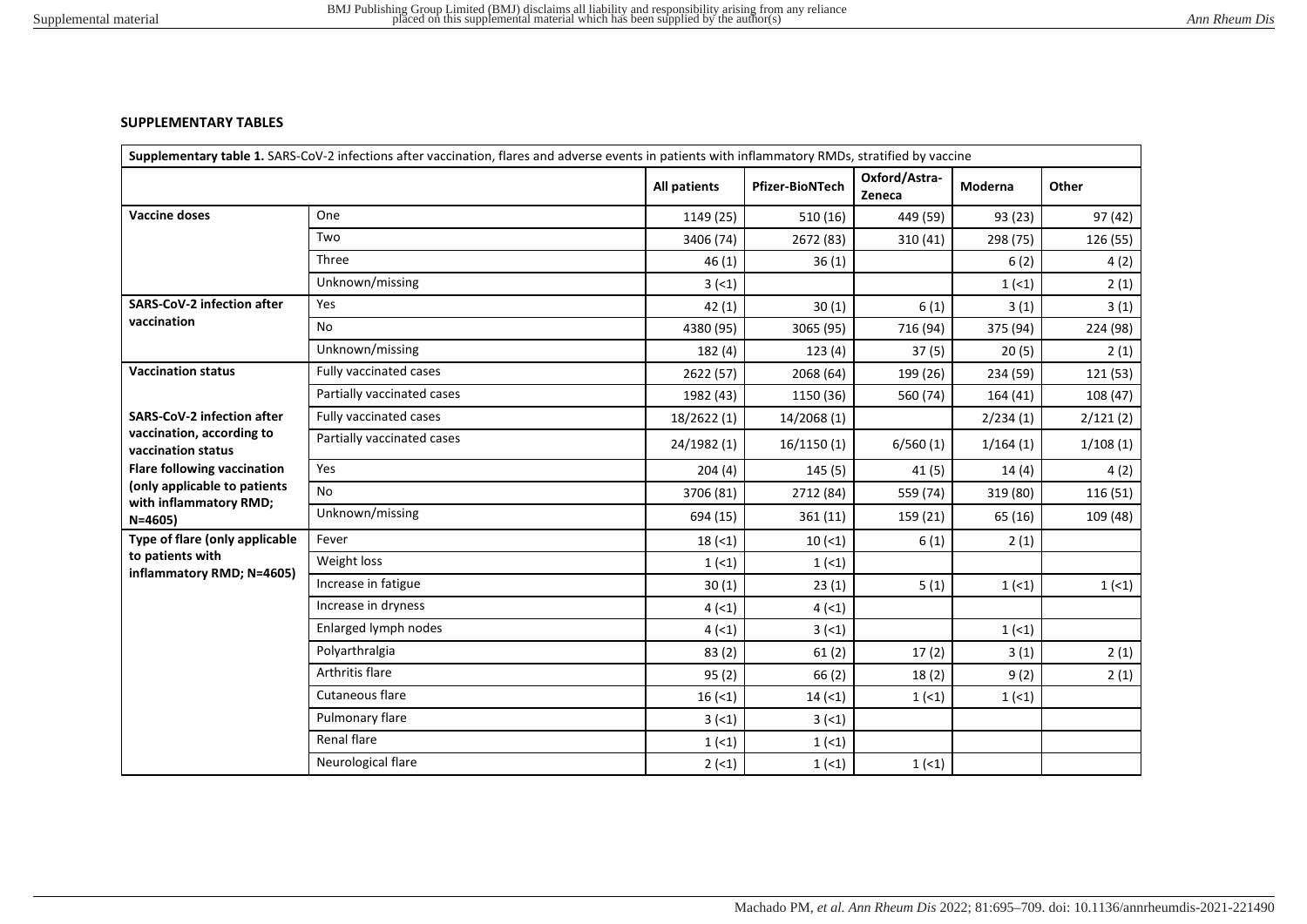## SUPPLEMENTARY TABLES

**Supplementary table 1.** SARS-CoV-2 infections after vaccination, flares and adverse events in patients with inflammatory RMDs, stratified by vaccine

| | | All patients | Pfizer-BioNTech | Oxford/Astra-Zeneca | Moderna | Other |
|---|---|---|---|---|---|---|
| **Vaccine doses** | One | 1149 (25) | 510 (16) | 449 (59) | 93 (23) | 97 (42) |
| | Two | 3406 (74) | 2672 (83) | 310 (41) | 298 (75) | 126 (55) |
| | Three | 46 (1) | 36 (1) | | 6 (2) | 4 (2) |
| | Unknown/missing | 3 (<1) | | | 1 (<1) | 2 (1) |
| **SARS-CoV-2 infection after vaccination** | Yes | 42 (1) | 30 (1) | 6 (1) | 3 (1) | 3 (1) |
| | No | 4380 (95) | 3065 (95) | 716 (94) | 375 (94) | 224 (98) |
| | Unknown/missing | 182 (4) | 123 (4) | 37 (5) | 20 (5) | 2 (1) |
| **Vaccination status** | Fully vaccinated cases | 2622 (57) | 2068 (64) | 199 (26) | 234 (59) | 121 (53) |
| | Partially vaccinated cases | 1982 (43) | 1150 (36) | 560 (74) | 164 (41) | 108 (47) |
| **SARS-CoV-2 infection after vaccination, according to vaccination status** | Fully vaccinated cases | 18/2622 (1) | 14/2068 (1) | | 2/234 (1) | 2/121 (2) |
| | Partially vaccinated cases | 24/1982 (1) | 16/1150 (1) | 6/560 (1) | 1/164 (1) | 1/108 (1) |
| **Flare following vaccination (only applicable to patients with inflammatory RMD; N=4605)** | Yes | 204 (4) | 145 (5) | 41 (5) | 14 (4) | 4 (2) |
| | No | 3706 (81) | 2712 (84) | 559 (74) | 319 (80) | 116 (51) |
| | Unknown/missing | 694 (15) | 361 (11) | 159 (21) | 65 (16) | 109 (48) |
| **Type of flare (only applicable to patients with inflammatory RMD; N=4605)** | Fever | 18 (<1) | 10 (<1) | 6 (1) | 2 (1) | |
| | Weight loss | 1 (<1) | 1 (<1) | | | |
| | Increase in fatigue | 30 (1) | 23 (1) | 5 (1) | 1 (<1) | 1 (<1) |
| | Increase in dryness | 4 (<1) | 4 (<1) | | | |
| | Enlarged lymph nodes | 4 (<1) | 3 (<1) | | 1 (<1) | |
| | Polyarthralgia | 83 (2) | 61 (2) | 17 (2) | 3 (1) | 2 (1) |
| | Arthritis flare | 95 (2) | 66 (2) | 18 (2) | 9 (2) | 2 (1) |
| | Cutaneous flare | 16 (<1) | 14 (<1) | 1 (<1) | 1 (<1) | |
| | Pulmonary flare | 3 (<1) | 3 (<1) | | | |
| | Renal flare | 1 (<1) | 1 (<1) | | | |
| | Neurological flare | 2 (<1) | 1 (<1) | 1 (<1) | | |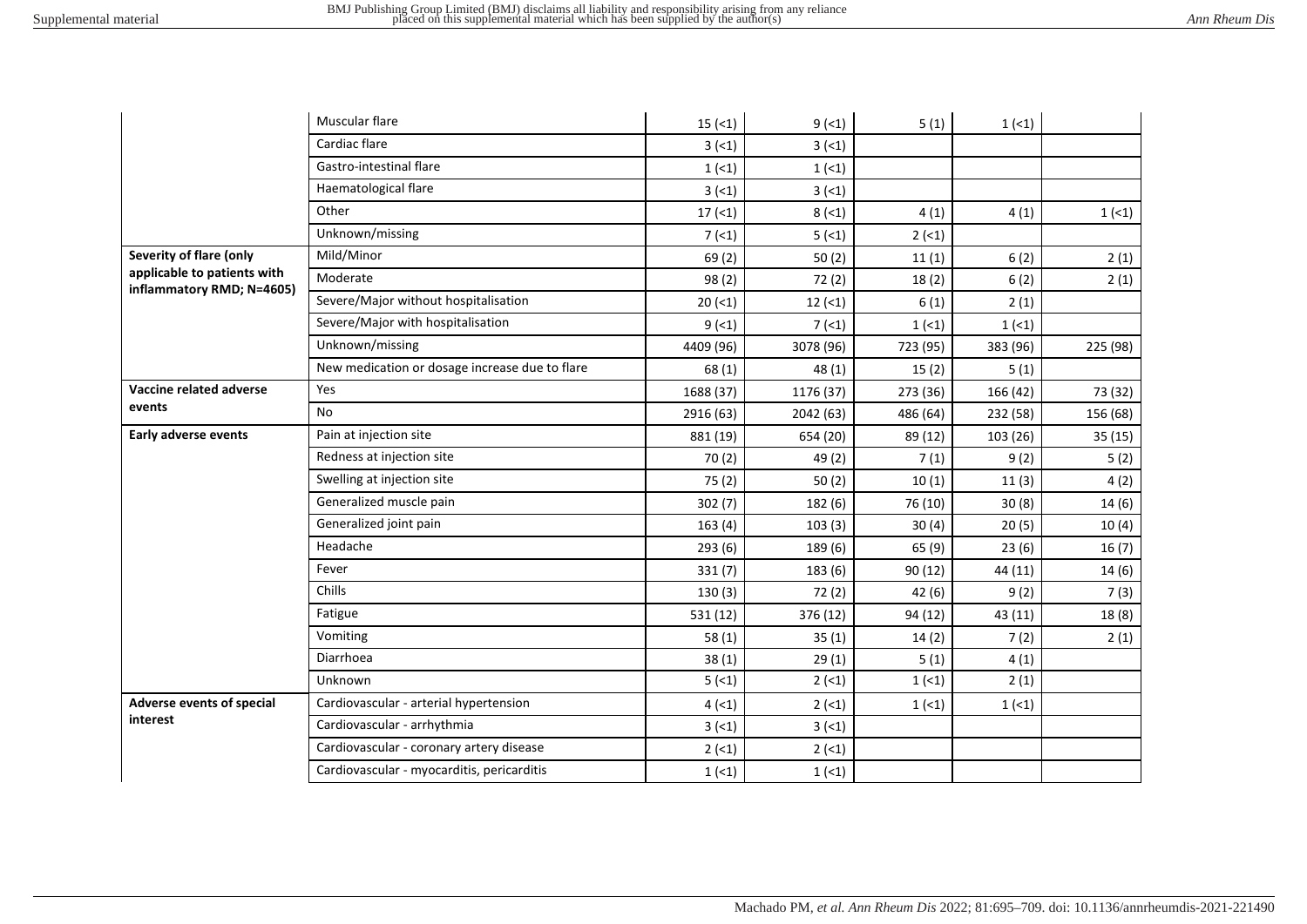| | | | | | | |
|---|---|---|---|---|---|---|
| | Muscular flare | 15 (<1) | 9 (<1) | 5 (1) | 1 (<1) | |
| | Cardiac flare | 3 (<1) | 3 (<1) | | | |
| | Gastro-intestinal flare | 1 (<1) | 1 (<1) | | | |
| | Haematological flare | 3 (<1) | 3 (<1) | | | |
| | Other | 17 (<1) | 8 (<1) | 4 (1) | 4 (1) | 1 (<1) |
| | Unknown/missing | 7 (<1) | 5 (<1) | 2 (<1) | | |
| **Severity of flare (only applicable to patients with inflammatory RMD; N=4605)** | Mild/Minor | 69 (2) | 50 (2) | 11 (1) | 6 (2) | 2 (1) |
| | Moderate | 98 (2) | 72 (2) | 18 (2) | 6 (2) | 2 (1) |
| | Severe/Major without hospitalisation | 20 (<1) | 12 (<1) | 6 (1) | 2 (1) | |
| | Severe/Major with hospitalisation | 9 (<1) | 7 (<1) | 1 (<1) | 1 (<1) | |
| | Unknown/missing | 4409 (96) | 3078 (96) | 723 (95) | 383 (96) | 225 (98) |
| | New medication or dosage increase due to flare | 68 (1) | 48 (1) | 15 (2) | 5 (1) | |
| **Vaccine related adverse events** | Yes | 1688 (37) | 1176 (37) | 273 (36) | 166 (42) | 73 (32) |
| | No | 2916 (63) | 2042 (63) | 486 (64) | 232 (58) | 156 (68) |
| **Early adverse events** | Pain at injection site | 881 (19) | 654 (20) | 89 (12) | 103 (26) | 35 (15) |
| | Redness at injection site | 70 (2) | 49 (2) | 7 (1) | 9 (2) | 5 (2) |
| | Swelling at injection site | 75 (2) | 50 (2) | 10 (1) | 11 (3) | 4 (2) |
| | Generalized muscle pain | 302 (7) | 182 (6) | 76 (10) | 30 (8) | 14 (6) |
| | Generalized joint pain | 163 (4) | 103 (3) | 30 (4) | 20 (5) | 10 (4) |
| | Headache | 293 (6) | 189 (6) | 65 (9) | 23 (6) | 16 (7) |
| | Fever | 331 (7) | 183 (6) | 90 (12) | 44 (11) | 14 (6) |
| | Chills | 130 (3) | 72 (2) | 42 (6) | 9 (2) | 7 (3) |
| | Fatigue | 531 (12) | 376 (12) | 94 (12) | 43 (11) | 18 (8) |
| | Vomiting | 58 (1) | 35 (1) | 14 (2) | 7 (2) | 2 (1) |
| | Diarrhoea | 38 (1) | 29 (1) | 5 (1) | 4 (1) | |
| | Unknown | 5 (<1) | 2 (<1) | 1 (<1) | 2 (1) | |
| **Adverse events of special interest** | Cardiovascular - arterial hypertension | 4 (<1) | 2 (<1) | 1 (<1) | 1 (<1) | |
| | Cardiovascular - arrhythmia | 3 (<1) | 3 (<1) | | | |
| | Cardiovascular - coronary artery disease | 2 (<1) | 2 (<1) | | | |
| | Cardiovascular - myocarditis, pericarditis | 1 (<1) | 1 (<1) | | | |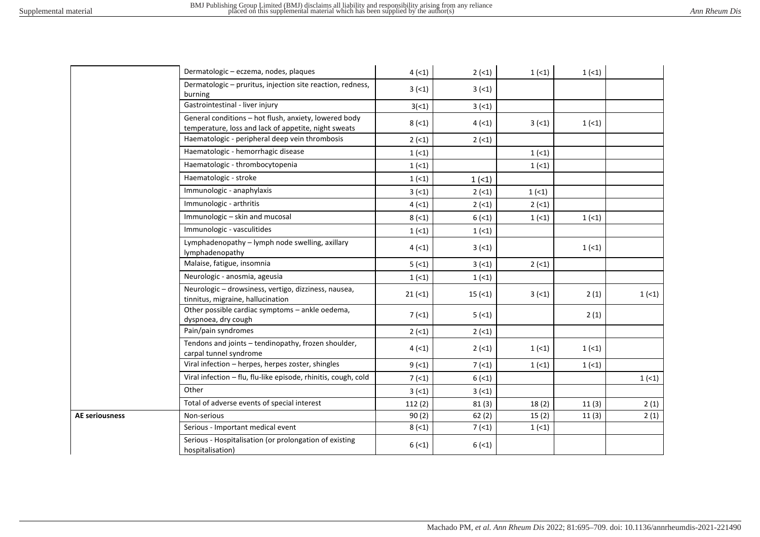| | | | | | | |
|---|---|---|---|---|---|---|
| | Dermatologic – eczema, nodes, plaques | 4 (<1) | 2 (<1) | 1 (<1) | 1 (<1) | |
| | Dermatologic – pruritus, injection site reaction, redness, burning | 3 (<1) | 3 (<1) | | | |
| | Gastrointestinal - liver injury | 3(<1) | 3 (<1) | | | |
| | General conditions – hot flush, anxiety, lowered body temperature, loss and lack of appetite, night sweats | 8 (<1) | 4 (<1) | 3 (<1) | 1 (<1) | |
| | Haematologic - peripheral deep vein thrombosis | 2 (<1) | 2 (<1) | | | |
| | Haematologic - hemorrhagic disease | 1 (<1) | | 1 (<1) | | |
| | Haematologic - thrombocytopenia | 1 (<1) | | 1 (<1) | | |
| | Haematologic - stroke | 1 (<1) | 1 (<1) | | | |
| | Immunologic - anaphylaxis | 3 (<1) | 2 (<1) | 1 (<1) | | |
| | Immunologic - arthritis | 4 (<1) | 2 (<1) | 2 (<1) | | |
| | Immunologic – skin and mucosal | 8 (<1) | 6 (<1) | 1 (<1) | 1 (<1) | |
| | Immunologic - vasculitides | 1 (<1) | 1 (<1) | | | |
| | Lymphadenopathy – lymph node swelling, axillary lymphadenopathy | 4 (<1) | 3 (<1) | | 1 (<1) | |
| | Malaise, fatigue, insomnia | 5 (<1) | 3 (<1) | 2 (<1) | | |
| | Neurologic - anosmia, ageusia | 1 (<1) | 1 (<1) | | | |
| | Neurologic – drowsiness, vertigo, dizziness, nausea, tinnitus, migraine, hallucination | 21 (<1) | 15 (<1) | 3 (<1) | 2 (1) | 1 (<1) |
| | Other possible cardiac symptoms – ankle oedema, dyspnoea, dry cough | 7 (<1) | 5 (<1) | | 2 (1) | |
| | Pain/pain syndromes | 2 (<1) | 2 (<1) | | | |
| | Tendons and joints – tendinopathy, frozen shoulder, carpal tunnel syndrome | 4 (<1) | 2 (<1) | 1 (<1) | 1 (<1) | |
| | Viral infection – herpes, herpes zoster, shingles | 9 (<1) | 7 (<1) | 1 (<1) | 1 (<1) | |
| | Viral infection – flu, flu-like episode, rhinitis, cough, cold | 7 (<1) | 6 (<1) | | | 1 (<1) |
| | Other | 3 (<1) | 3 (<1) | | | |
| | Total of adverse events of special interest | 112 (2) | 81 (3) | 18 (2) | 11 (3) | 2 (1) |
| **AE seriousness** | Non-serious | 90 (2) | 62 (2) | 15 (2) | 11 (3) | 2 (1) |
| | Serious - Important medical event | 8 (<1) | 7 (<1) | 1 (<1) | | |
| | Serious - Hospitalisation (or prolongation of existing hospitalisation) | 6 (<1) | 6 (<1) | | | |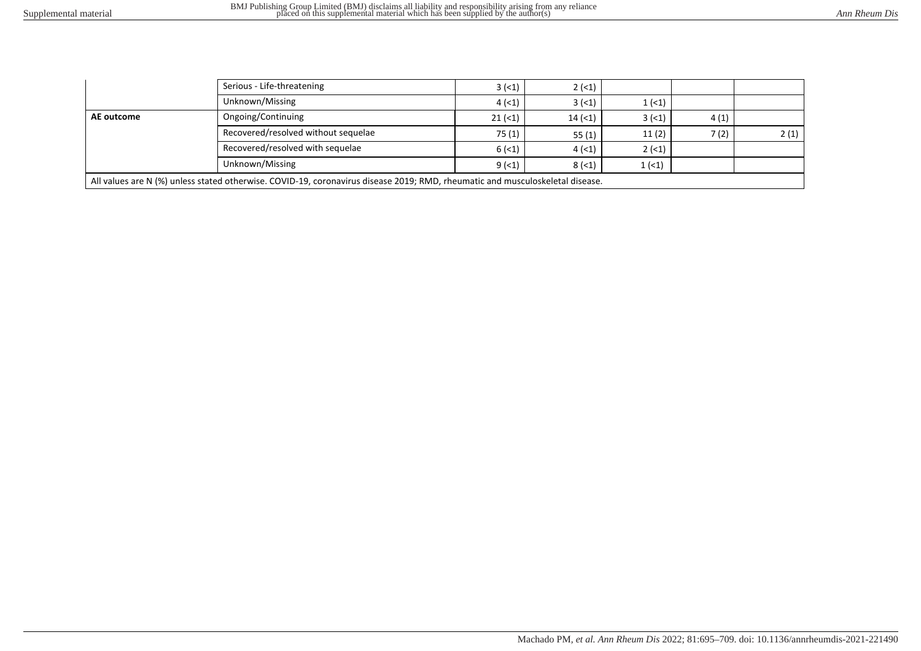| | | | | | | |
|---|---|---|---|---|---|---|
| | Serious - Life-threatening | 3 (<1) | 2 (<1) | | | |
| | Unknown/Missing | 4 (<1) | 3 (<1) | 1 (<1) | | |
| **AE outcome** | Ongoing/Continuing | 21 (<1) | 14 (<1) | 3 (<1) | 4 (1) | |
| | Recovered/resolved without sequelae | 75 (1) | 55 (1) | 11 (2) | 7 (2) | 2 (1) |
| | Recovered/resolved with sequelae | 6 (<1) | 4 (<1) | 2 (<1) | | |
| | Unknown/Missing | 9 (<1) | 8 (<1) | 1 (<1) | | |

All values are N (%) unless stated otherwise. COVID-19, coronavirus disease 2019; RMD, rheumatic and musculoskeletal disease.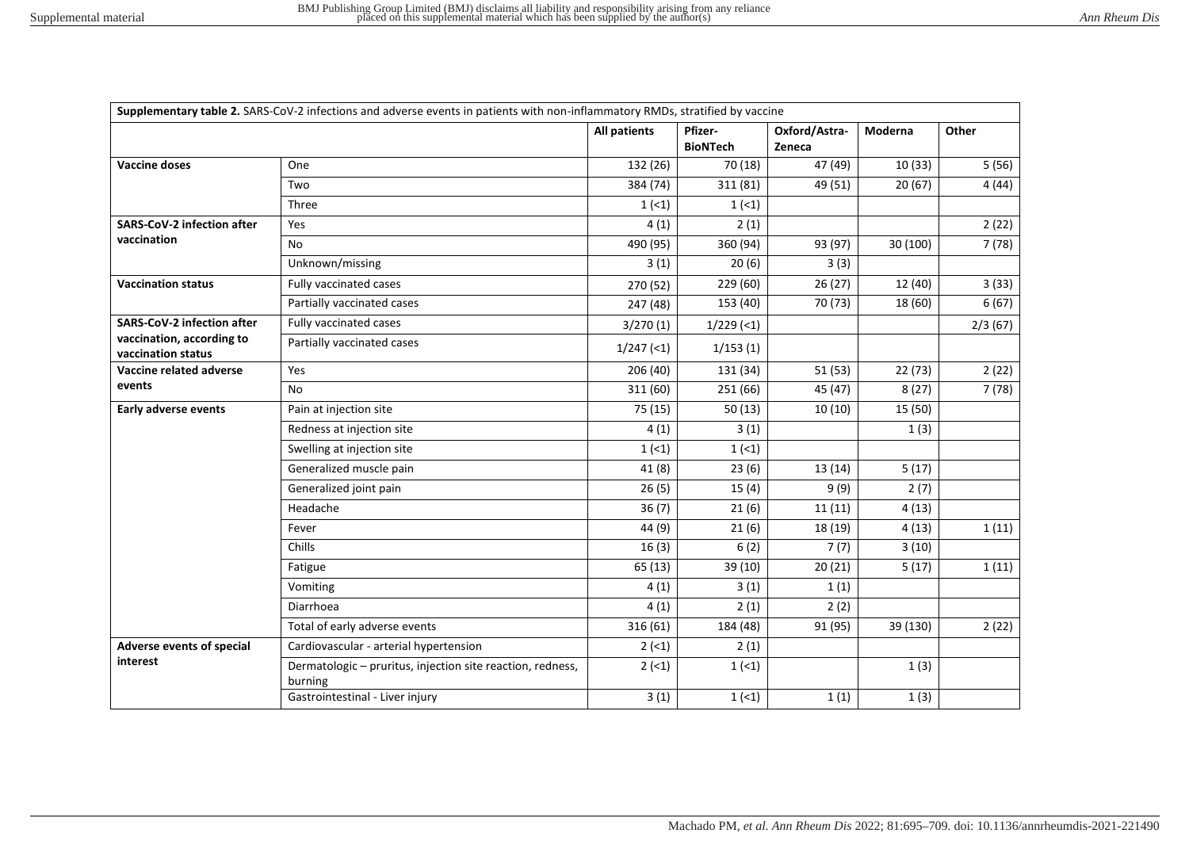| Supplementary table 2. SARS-CoV-2 infections and adverse events in patients with non-inflammatory RMDs, stratified by vaccine | | | | | | |
|---|---|---|---|---|---|---|
| | | **All patients** | **Pfizer-BioNTech** | **Oxford/Astra-Zeneca** | **Moderna** | **Other** |
| **Vaccine doses** | One | 132 (26) | 70 (18) | 47 (49) | 10 (33) | 5 (56) |
| | Two | 384 (74) | 311 (81) | 49 (51) | 20 (67) | 4 (44) |
| | Three | 1 (<1) | 1 (<1) | | | |
| **SARS-CoV-2 infection after vaccination** | Yes | 4 (1) | 2 (1) | | | 2 (22) |
| | No | 490 (95) | 360 (94) | 93 (97) | 30 (100) | 7 (78) |
| | Unknown/missing | 3 (1) | 20 (6) | 3 (3) | | |
| **Vaccination status** | Fully vaccinated cases | 270 (52) | 229 (60) | 26 (27) | 12 (40) | 3 (33) |
| | Partially vaccinated cases | 247 (48) | 153 (40) | 70 (73) | 18 (60) | 6 (67) |
| **SARS-CoV-2 infection after vaccination, according to vaccination status** | Fully vaccinated cases | 3/270 (1) | 1/229 (<1) | | | 2/3 (67) |
| | Partially vaccinated cases | 1/247 (<1) | 1/153 (1) | | | |
| **Vaccine related adverse events** | Yes | 206 (40) | 131 (34) | 51 (53) | 22 (73) | 2 (22) |
| | No | 311 (60) | 251 (66) | 45 (47) | 8 (27) | 7 (78) |
| **Early adverse events** | Pain at injection site | 75 (15) | 50 (13) | 10 (10) | 15 (50) | |
| | Redness at injection site | 4 (1) | 3 (1) | | 1 (3) | |
| | Swelling at injection site | 1 (<1) | 1 (<1) | | | |
| | Generalized muscle pain | 41 (8) | 23 (6) | 13 (14) | 5 (17) | |
| | Generalized joint pain | 26 (5) | 15 (4) | 9 (9) | 2 (7) | |
| | Headache | 36 (7) | 21 (6) | 11 (11) | 4 (13) | |
| | Fever | 44 (9) | 21 (6) | 18 (19) | 4 (13) | 1 (11) |
| | Chills | 16 (3) | 6 (2) | 7 (7) | 3 (10) | |
| | Fatigue | 65 (13) | 39 (10) | 20 (21) | 5 (17) | 1 (11) |
| | Vomiting | 4 (1) | 3 (1) | 1 (1) | | |
| | Diarrhoea | 4 (1) | 2 (1) | 2 (2) | | |
| | Total of early adverse events | 316 (61) | 184 (48) | 91 (95) | 39 (130) | 2 (22) |
| **Adverse events of special interest** | Cardiovascular - arterial hypertension | 2 (<1) | 2 (1) | | | |
| | Dermatologic – pruritus, injection site reaction, redness, burning | 2 (<1) | 1 (<1) | | 1 (3) | |
| | Gastrointestinal - Liver injury | 3 (1) | 1 (<1) | 1 (1) | 1 (3) | |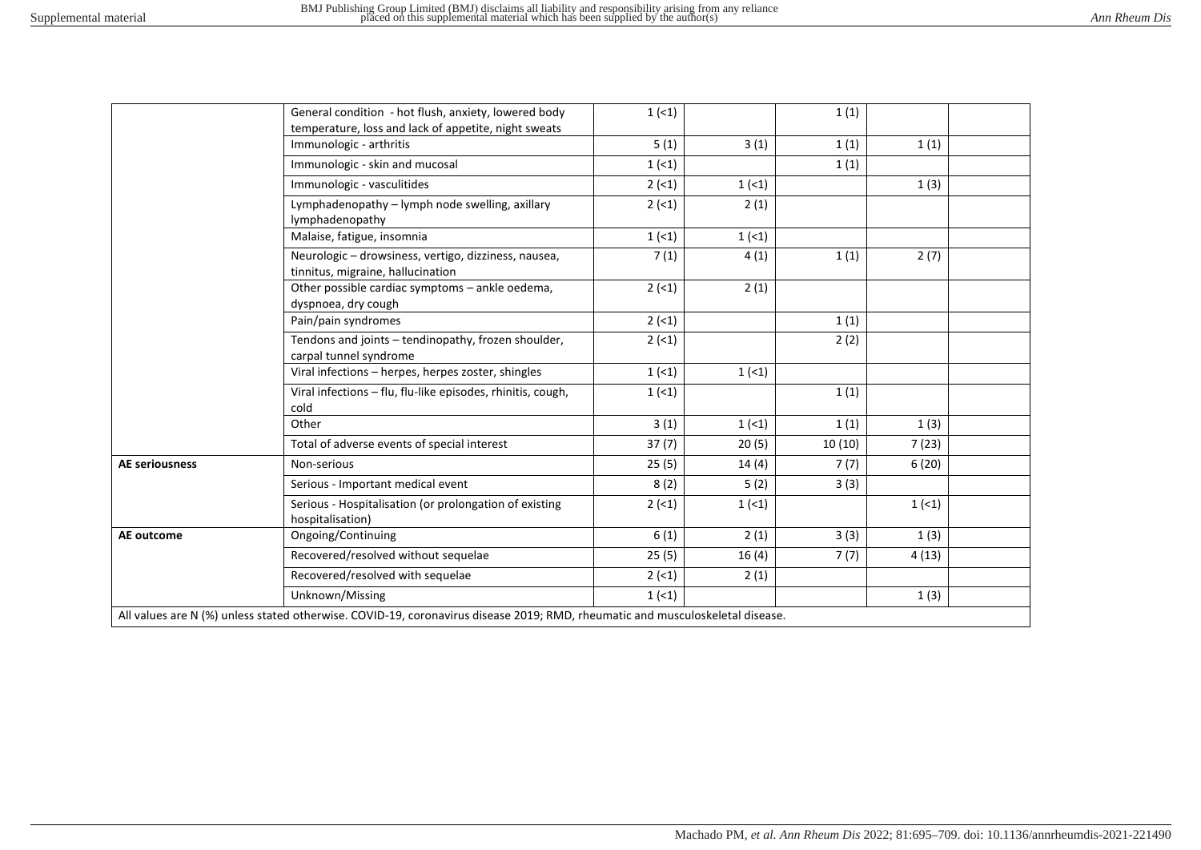| | | | | | | |
|---|---|---|---|---|---|---|
| | General condition - hot flush, anxiety, lowered body temperature, loss and lack of appetite, night sweats | 1 (<1) | | 1 (1) | | |
| | Immunologic - arthritis | 5 (1) | 3 (1) | 1 (1) | 1 (1) | |
| | Immunologic - skin and mucosal | 1 (<1) | | 1 (1) | | |
| | Immunologic - vasculitides | 2 (<1) | 1 (<1) | | 1 (3) | |
| | Lymphadenopathy – lymph node swelling, axillary lymphadenopathy | 2 (<1) | 2 (1) | | | |
| | Malaise, fatigue, insomnia | 1 (<1) | 1 (<1) | | | |
| | Neurologic – drowsiness, vertigo, dizziness, nausea, tinnitus, migraine, hallucination | 7 (1) | 4 (1) | 1 (1) | 2 (7) | |
| | Other possible cardiac symptoms – ankle oedema, dyspnoea, dry cough | 2 (<1) | 2 (1) | | | |
| | Pain/pain syndromes | 2 (<1) | | 1 (1) | | |
| | Tendons and joints – tendinopathy, frozen shoulder, carpal tunnel syndrome | 2 (<1) | | 2 (2) | | |
| | Viral infections – herpes, herpes zoster, shingles | 1 (<1) | 1 (<1) | | | |
| | Viral infections – flu, flu-like episodes, rhinitis, cough, cold | 1 (<1) | | 1 (1) | | |
| | Other | 3 (1) | 1 (<1) | 1 (1) | 1 (3) | |
| | Total of adverse events of special interest | 37 (7) | 20 (5) | 10 (10) | 7 (23) | |
| **AE seriousness** | Non-serious | 25 (5) | 14 (4) | 7 (7) | 6 (20) | |
| | Serious - Important medical event | 8 (2) | 5 (2) | 3 (3) | | |
| | Serious - Hospitalisation (or prolongation of existing hospitalisation) | 2 (<1) | 1 (<1) | | 1 (<1) | |
| **AE outcome** | Ongoing/Continuing | 6 (1) | 2 (1) | 3 (3) | 1 (3) | |
| | Recovered/resolved without sequelae | 25 (5) | 16 (4) | 7 (7) | 4 (13) | |
| | Recovered/resolved with sequelae | 2 (<1) | 2 (1) | | | |
| | Unknown/Missing | 1 (<1) | | | 1 (3) | |

All values are N (%) unless stated otherwise. COVID-19, coronavirus disease 2019; RMD, rheumatic and musculoskeletal disease.